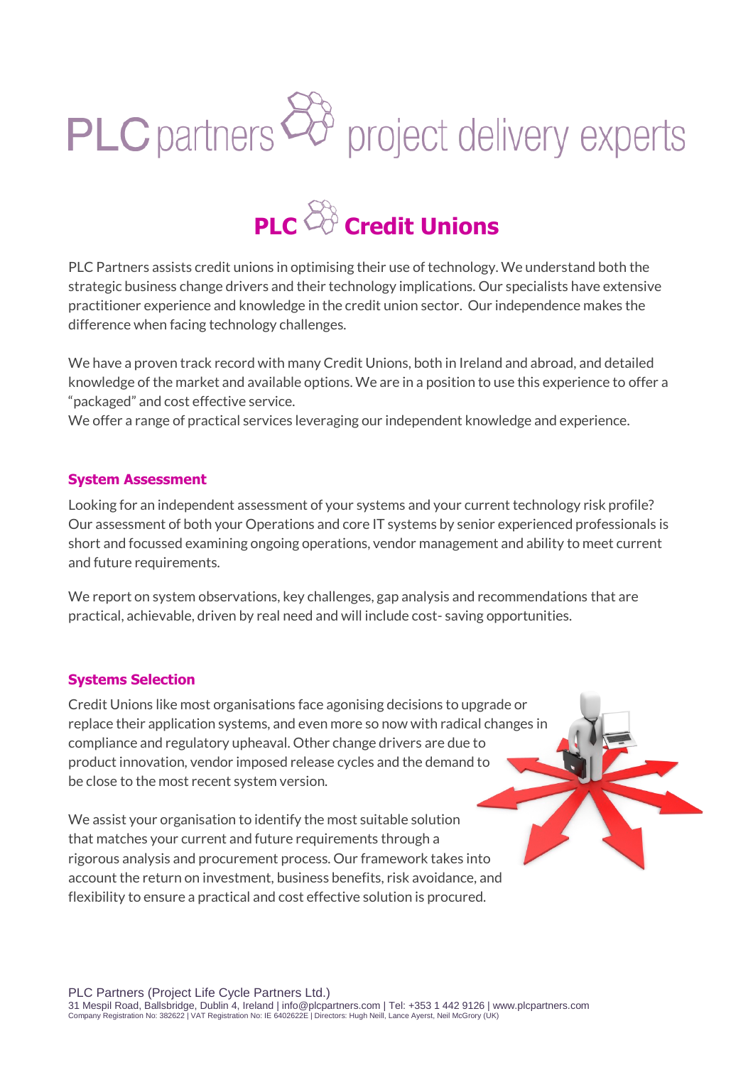PLC partners project delivery experts

# PLC Credit Unions

PLC Partners assists credit unions in optimising their use of technology. We understand both the strategic business change drivers and their technology implications. Our specialists have extensive practitioner experience and knowledge in the credit union sector. Our independence makes the difference when facing technology challenges.

We have a proven track record with many Credit Unions, both in Ireland and abroad, and detailed knowledge of the market and available options. We are in a position to use this experience to offer a "packaged" and cost effective service.
We offer a range of practical services leveraging our independent knowledge and experience.

## System Assessment

Looking for an independent assessment of your systems and your current technology risk profile? Our assessment of both your Operations and core IT systems by senior experienced professionals is short and focussed examining ongoing operations, vendor management and ability to meet current and future requirements.

We report on system observations, key challenges, gap analysis and recommendations that are practical, achievable, driven by real need and will include cost- saving opportunities.

## Systems Selection

Credit Unions like most organisations face agonising decisions to upgrade or replace their application systems, and even more so now with radical changes in compliance and regulatory upheaval. Other change drivers are due to product innovation, vendor imposed release cycles and the demand to be close to the most recent system version.

We assist your organisation to identify the most suitable solution that matches your current and future requirements through a rigorous analysis and procurement process. Our framework takes into account the return on investment, business benefits, risk avoidance, and flexibility to ensure a practical and cost effective solution is procured.

PLC Partners (Project Life Cycle Partners Ltd.)
31 Mespil Road, Ballsbridge, Dublin 4, Ireland | info@plcpartners.com | Tel: +353 1 442 9126 | www.plcpartners.com
Company Registration No: 382622 | VAT Registration No: IE 6402622E | Directors: Hugh Neill, Lance Ayerst, Neil McGrory (UK)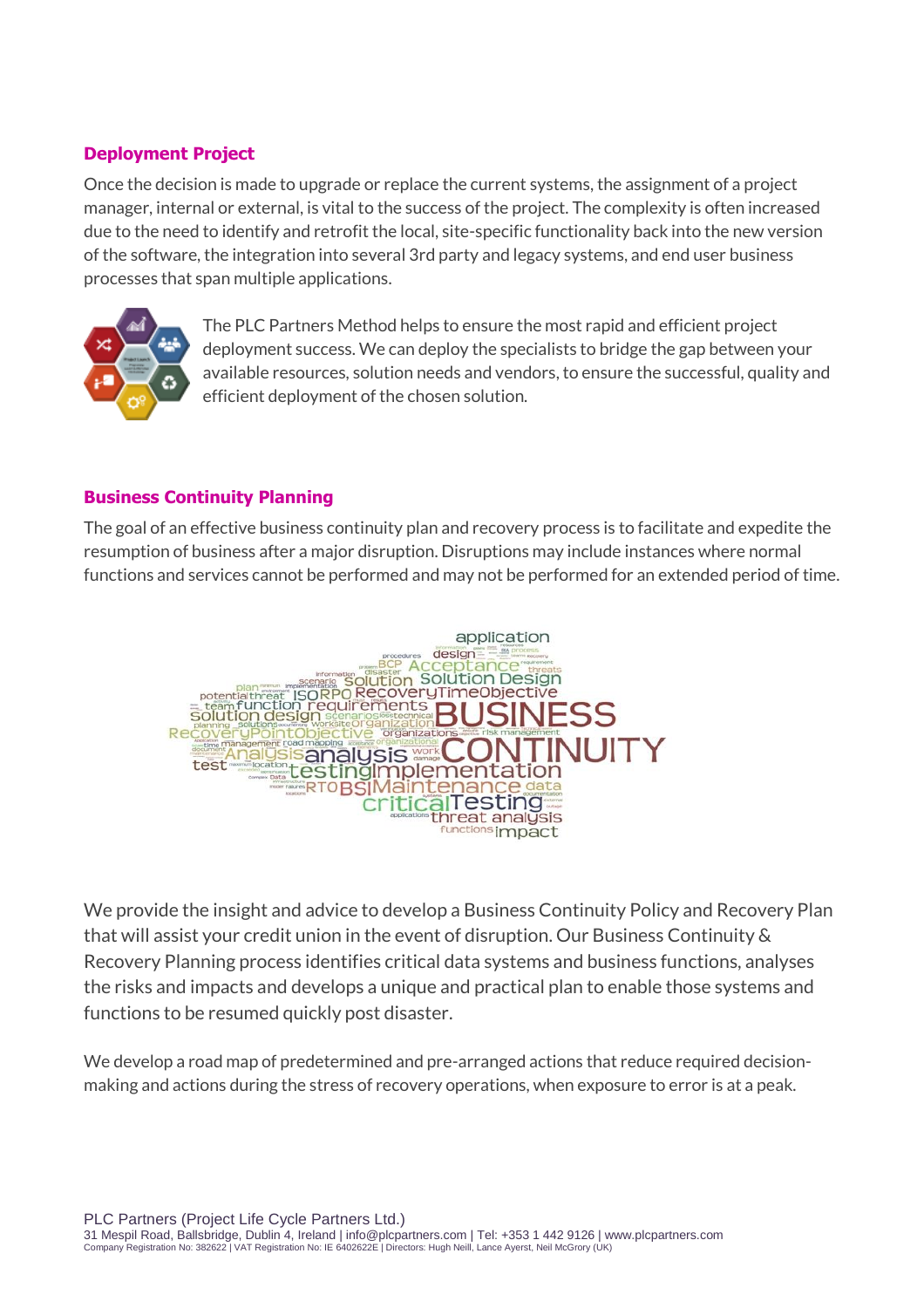## Deployment Project

Once the decision is made to upgrade or replace the current systems, the assignment of a project manager, internal or external, is vital to the success of the project. The complexity is often increased due to the need to identify and retrofit the local, site-specific functionality back into the new version of the software, the integration into several 3rd party and legacy systems, and end user business processes that span multiple applications.

The PLC Partners Method helps to ensure the most rapid and efficient project deployment success. We can deploy the specialists to bridge the gap between your available resources, solution needs and vendors, to ensure the successful, quality and efficient deployment of the chosen solution.

## Business Continuity Planning

The goal of an effective business continuity plan and recovery process is to facilitate and expedite the resumption of business after a major disruption. Disruptions may include instances where normal functions and services cannot be performed and may not be performed for an extended period of time.

We provide the insight and advice to develop a Business Continuity Policy and Recovery Plan that will assist your credit union in the event of disruption. Our Business Continuity & Recovery Planning process identifies critical data systems and business functions, analyses the risks and impacts and develops a unique and practical plan to enable those systems and functions to be resumed quickly post disaster.

We develop a road map of predetermined and pre-arranged actions that reduce required decision-making and actions during the stress of recovery operations, when exposure to error is at a peak.

PLC Partners (Project Life Cycle Partners Ltd.)
31 Mespil Road, Ballsbridge, Dublin 4, Ireland | info@plcpartners.com | Tel: +353 1 442 9126 | www.plcpartners.com
Company Registration No: 382622 | VAT Registration No: IE 6402622E | Directors: Hugh Neill, Lance Ayerst, Neil McGrory (UK)